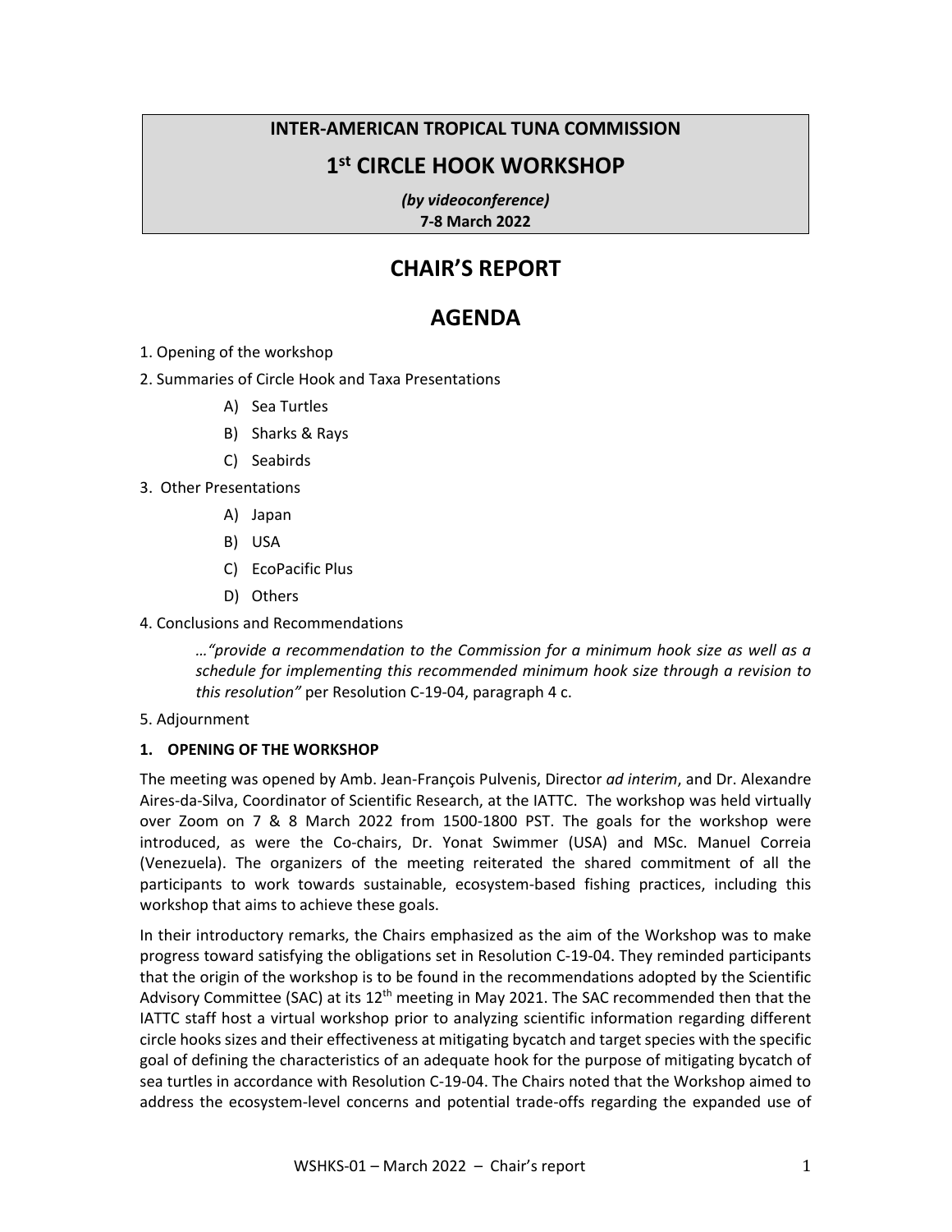**INTER-AMERICAN TROPICAL TUNA COMMISSION**

# 1st CIRCLE HOOK WORKSHOP

***(by videoconference)***
**7-8 March 2022**

# CHAIR'S REPORT

# AGENDA

1. Opening of the workshop
2. Summaries of Circle Hook and Taxa Presentations
   - A) Sea Turtles
   - B) Sharks & Rays
   - C) Seabirds
3. Other Presentations
   - A) Japan
   - B) USA
   - C) EcoPacific Plus
   - D) Others
4. Conclusions and Recommendations

   *…"provide a recommendation to the Commission for a minimum hook size as well as a schedule for implementing this recommended minimum hook size through a revision to this resolution"* per Resolution C-19-04, paragraph 4 c.

5. Adjournment

## 1. OPENING OF THE WORKSHOP

The meeting was opened by Amb. Jean-François Pulvenis, Director *ad interim*, and Dr. Alexandre Aires-da-Silva, Coordinator of Scientific Research, at the IATTC. The workshop was held virtually over Zoom on 7 & 8 March 2022 from 1500-1800 PST. The goals for the workshop were introduced, as were the Co-chairs, Dr. Yonat Swimmer (USA) and MSc. Manuel Correia (Venezuela). The organizers of the meeting reiterated the shared commitment of all the participants to work towards sustainable, ecosystem-based fishing practices, including this workshop that aims to achieve these goals.

In their introductory remarks, the Chairs emphasized as the aim of the Workshop was to make progress toward satisfying the obligations set in Resolution C-19-04. They reminded participants that the origin of the workshop is to be found in the recommendations adopted by the Scientific Advisory Committee (SAC) at its 12th meeting in May 2021. The SAC recommended then that the IATTC staff host a virtual workshop prior to analyzing scientific information regarding different circle hooks sizes and their effectiveness at mitigating bycatch and target species with the specific goal of defining the characteristics of an adequate hook for the purpose of mitigating bycatch of sea turtles in accordance with Resolution C-19-04. The Chairs noted that the Workshop aimed to address the ecosystem-level concerns and potential trade-offs regarding the expanded use of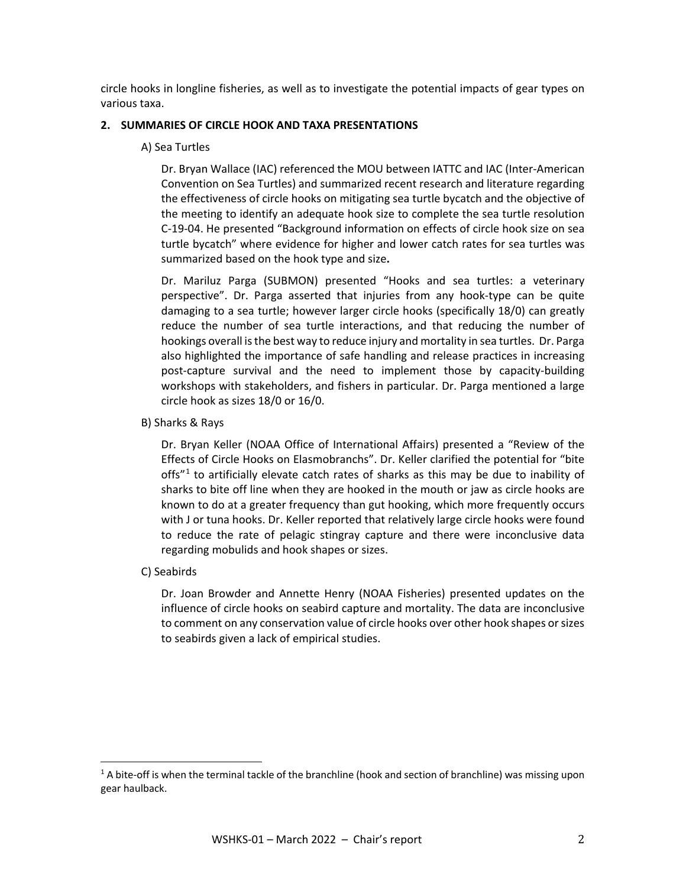circle hooks in longline fisheries, as well as to investigate the potential impacts of gear types on various taxa.

## 2. SUMMARIES OF CIRCLE HOOK AND TAXA PRESENTATIONS

### A) Sea Turtles

Dr. Bryan Wallace (IAC) referenced the MOU between IATTC and IAC (Inter-American Convention on Sea Turtles) and summarized recent research and literature regarding the effectiveness of circle hooks on mitigating sea turtle bycatch and the objective of the meeting to identify an adequate hook size to complete the sea turtle resolution C-19-04. He presented "Background information on effects of circle hook size on sea turtle bycatch" where evidence for higher and lower catch rates for sea turtles was summarized based on the hook type and size**.**

Dr. Mariluz Parga (SUBMON) presented "Hooks and sea turtles: a veterinary perspective". Dr. Parga asserted that injuries from any hook-type can be quite damaging to a sea turtle; however larger circle hooks (specifically 18/0) can greatly reduce the number of sea turtle interactions, and that reducing the number of hookings overall is the best way to reduce injury and mortality in sea turtles. Dr. Parga also highlighted the importance of safe handling and release practices in increasing post-capture survival and the need to implement those by capacity-building workshops with stakeholders, and fishers in particular. Dr. Parga mentioned a large circle hook as sizes 18/0 or 16/0.

### B) Sharks & Rays

Dr. Bryan Keller (NOAA Office of International Affairs) presented a "Review of the Effects of Circle Hooks on Elasmobranchs". Dr. Keller clarified the potential for "bite offs"[1] to artificially elevate catch rates of sharks as this may be due to inability of sharks to bite off line when they are hooked in the mouth or jaw as circle hooks are known to do at a greater frequency than gut hooking, which more frequently occurs with J or tuna hooks. Dr. Keller reported that relatively large circle hooks were found to reduce the rate of pelagic stingray capture and there were inconclusive data regarding mobulids and hook shapes or sizes.

### C) Seabirds

Dr. Joan Browder and Annette Henry (NOAA Fisheries) presented updates on the influence of circle hooks on seabird capture and mortality. The data are inconclusive to comment on any conservation value of circle hooks over other hook shapes or sizes to seabirds given a lack of empirical studies.

---

[1] A bite-off is when the terminal tackle of the branchline (hook and section of branchline) was missing upon gear haulback.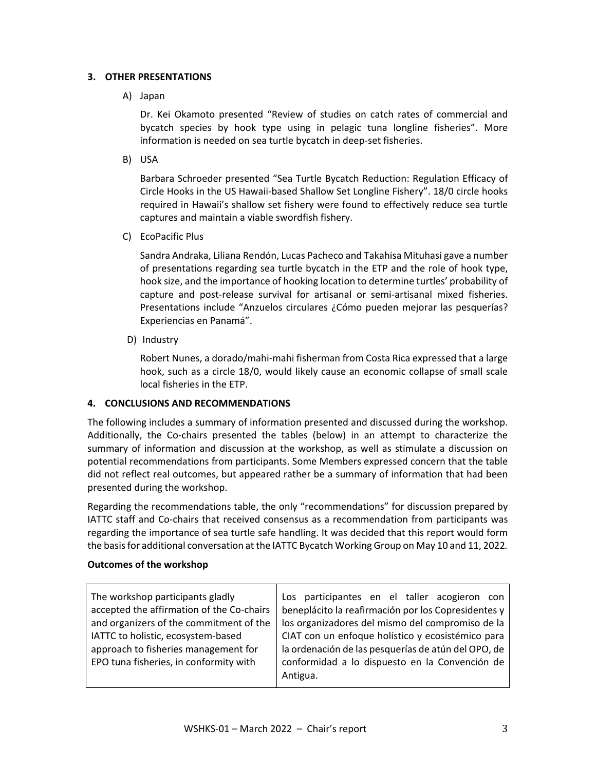## 3. OTHER PRESENTATIONS

A) Japan

Dr. Kei Okamoto presented “Review of studies on catch rates of commercial and bycatch species by hook type using in pelagic tuna longline fisheries”. More information is needed on sea turtle bycatch in deep-set fisheries.

B) USA

Barbara Schroeder presented “Sea Turtle Bycatch Reduction: Regulation Efficacy of Circle Hooks in the US Hawaii-based Shallow Set Longline Fishery”. 18/0 circle hooks required in Hawaii’s shallow set fishery were found to effectively reduce sea turtle captures and maintain a viable swordfish fishery.

C) EcoPacific Plus

Sandra Andraka, Liliana Rendón, Lucas Pacheco and Takahisa Mituhasi gave a number of presentations regarding sea turtle bycatch in the ETP and the role of hook type, hook size, and the importance of hooking location to determine turtles’ probability of capture and post-release survival for artisanal or semi-artisanal mixed fisheries. Presentations include “Anzuelos circulares ¿Cómo pueden mejorar las pesquerías? Experiencias en Panamá”.

D) Industry

Robert Nunes, a dorado/mahi-mahi fisherman from Costa Rica expressed that a large hook, such as a circle 18/0, would likely cause an economic collapse of small scale local fisheries in the ETP.

## 4. CONCLUSIONS AND RECOMMENDATIONS

The following includes a summary of information presented and discussed during the workshop. Additionally, the Co-chairs presented the tables (below) in an attempt to characterize the summary of information and discussion at the workshop, as well as stimulate a discussion on potential recommendations from participants. Some Members expressed concern that the table did not reflect real outcomes, but appeared rather be a summary of information that had been presented during the workshop.

Regarding the recommendations table, the only “recommendations” for discussion prepared by IATTC staff and Co-chairs that received consensus as a recommendation from participants was regarding the importance of sea turtle safe handling. It was decided that this report would form the basis for additional conversation at the IATTC Bycatch Working Group on May 10 and 11, 2022.

**Outcomes of the workshop**

| | |
|---|---|
| The workshop participants gladly accepted the affirmation of the Co-chairs and organizers of the commitment of the IATTC to holistic, ecosystem-based approach to fisheries management for EPO tuna fisheries, in conformity with | Los participantes en el taller acogieron con beneplácito la reafirmación por los Copresidentes y los organizadores del mismo del compromiso de la CIAT con un enfoque holístico y ecosistémico para la ordenación de las pesquerías de atún del OPO, de conformidad a lo dispuesto en la Convención de Antigua. |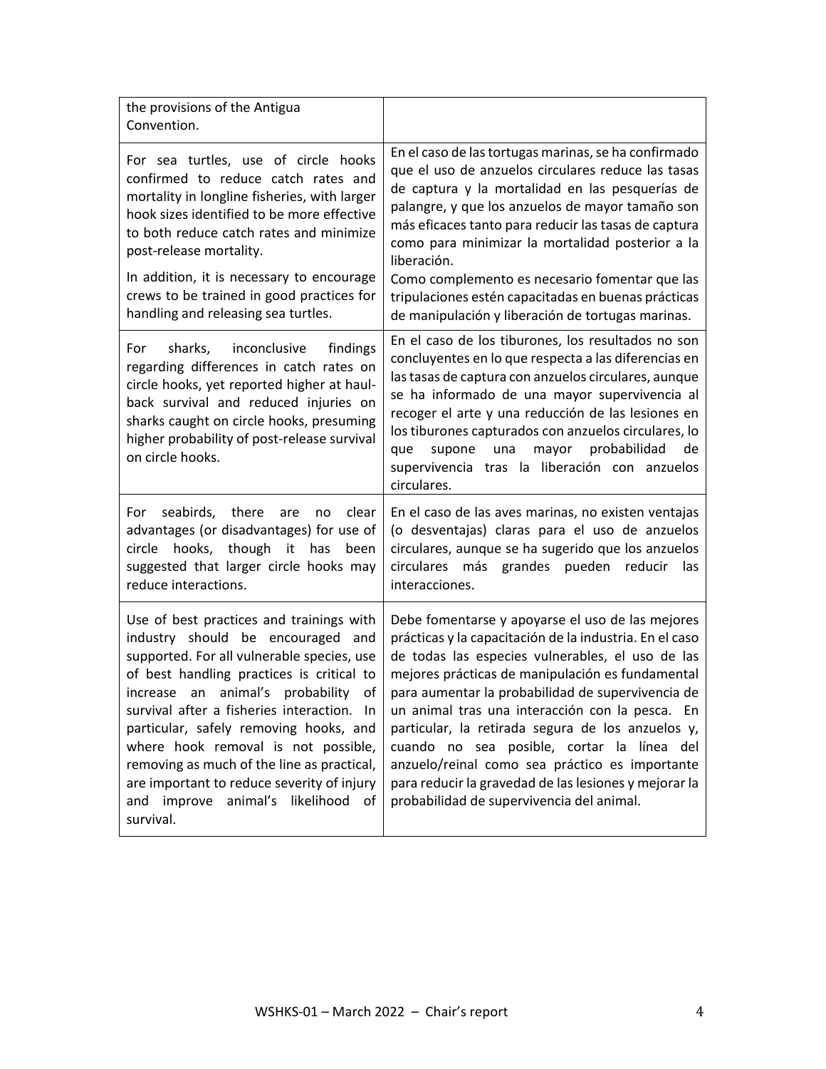| | |
|---|---|
| the provisions of the Antigua Convention. | |
| For sea turtles, use of circle hooks confirmed to reduce catch rates and mortality in longline fisheries, with larger hook sizes identified to be more effective to both reduce catch rates and minimize post-release mortality.<br><br>In addition, it is necessary to encourage crews to be trained in good practices for handling and releasing sea turtles. | En el caso de las tortugas marinas, se ha confirmado que el uso de anzuelos circulares reduce las tasas de captura y la mortalidad en las pesquerías de palangre, y que los anzuelos de mayor tamaño son más eficaces tanto para reducir las tasas de captura como para minimizar la mortalidad posterior a la liberación.<br>Como complemento es necesario fomentar que las tripulaciones estén capacitadas en buenas prácticas de manipulación y liberación de tortugas marinas. |
| For sharks, inconclusive findings regarding differences in catch rates on circle hooks, yet reported higher at haul-back survival and reduced injuries on sharks caught on circle hooks, presuming higher probability of post-release survival on circle hooks. | En el caso de los tiburones, los resultados no son concluyentes en lo que respecta a las diferencias en las tasas de captura con anzuelos circulares, aunque se ha informado de una mayor supervivencia al recoger el arte y una reducción de las lesiones en los tiburones capturados con anzuelos circulares, lo que supone una mayor probabilidad de supervivencia tras la liberación con anzuelos circulares. |
| For seabirds, there are no clear advantages (or disadvantages) for use of circle hooks, though it has been suggested that larger circle hooks may reduce interactions. | En el caso de las aves marinas, no existen ventajas (o desventajas) claras para el uso de anzuelos circulares, aunque se ha sugerido que los anzuelos circulares más grandes pueden reducir las interacciones. |
| Use of best practices and trainings with industry should be encouraged and supported. For all vulnerable species, use of best handling practices is critical to increase an animal's probability of survival after a fisheries interaction. In particular, safely removing hooks, and where hook removal is not possible, removing as much of the line as practical, are important to reduce severity of injury and improve animal's likelihood of survival. | Debe fomentarse y apoyarse el uso de las mejores prácticas y la capacitación de la industria. En el caso de todas las especies vulnerables, el uso de las mejores prácticas de manipulación es fundamental para aumentar la probabilidad de supervivencia de un animal tras una interacción con la pesca. En particular, la retirada segura de los anzuelos y, cuando no sea posible, cortar la línea del anzuelo/reinal como sea práctico es importante para reducir la gravedad de las lesiones y mejorar la probabilidad de supervivencia del animal. |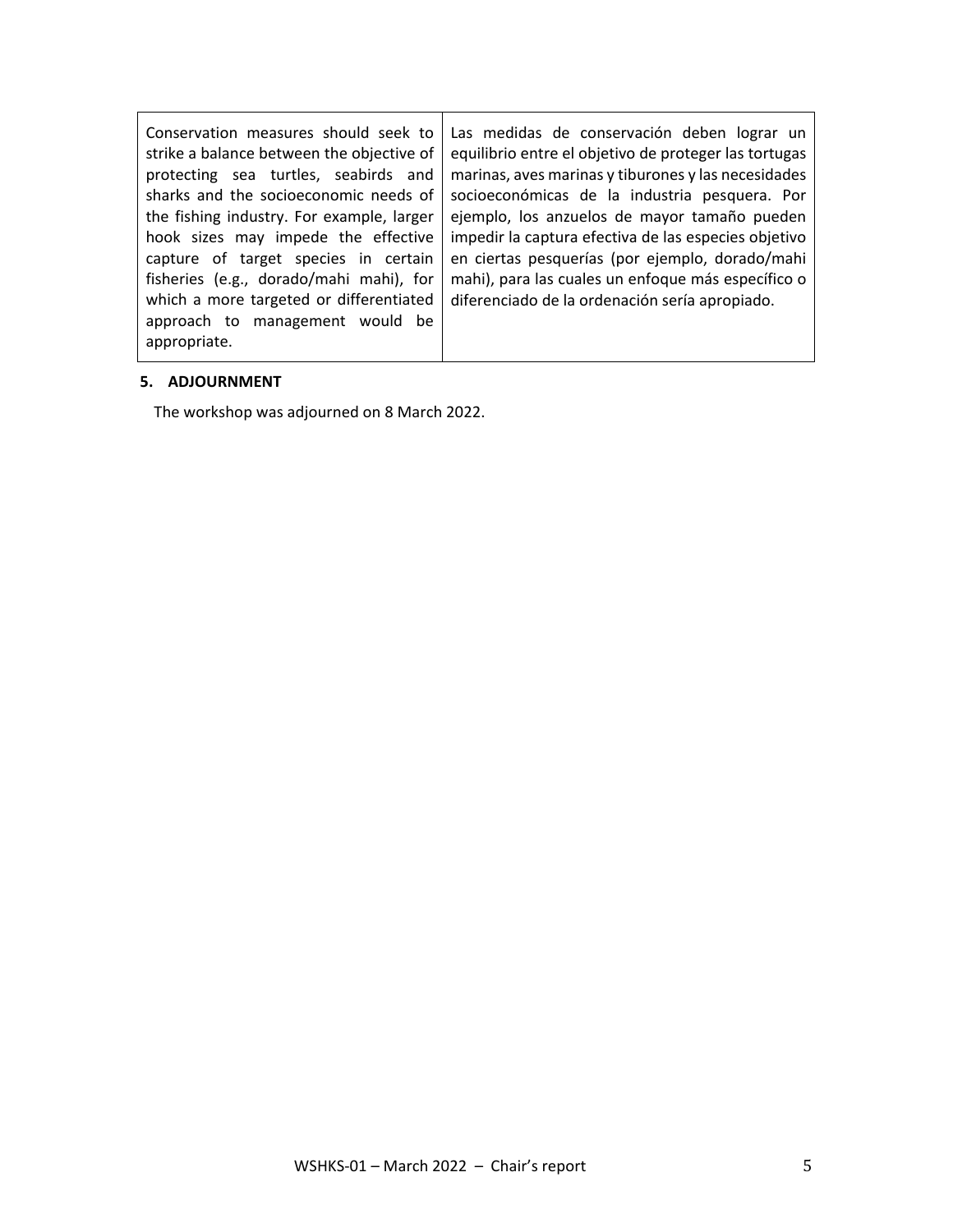| | |
|---|---|
| Conservation measures should seek to strike a balance between the objective of protecting sea turtles, seabirds and sharks and the socioeconomic needs of the fishing industry. For example, larger hook sizes may impede the effective capture of target species in certain fisheries (e.g., dorado/mahi mahi), for which a more targeted or differentiated approach to management would be appropriate. | Las medidas de conservación deben lograr un equilibrio entre el objetivo de proteger las tortugas marinas, aves marinas y tiburones y las necesidades socioeconómicas de la industria pesquera. Por ejemplo, los anzuelos de mayor tamaño pueden impedir la captura efectiva de las especies objetivo en ciertas pesquerías (por ejemplo, dorado/mahi mahi), para las cuales un enfoque más específico o diferenciado de la ordenación sería apropiado. |

## 5. ADJOURNMENT

The workshop was adjourned on 8 March 2022.